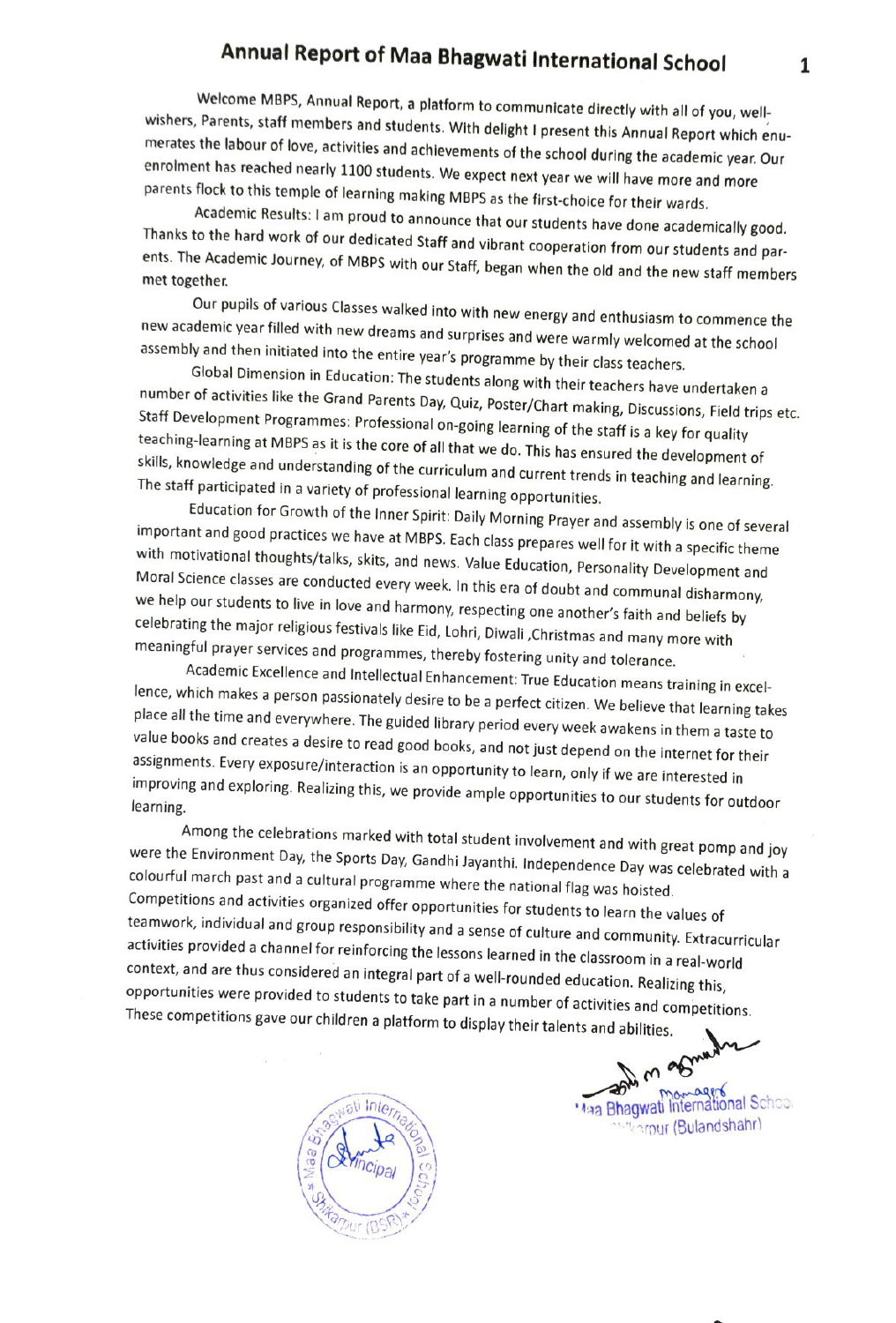# Annual Report of Maa Bhagwati International School

Welcome MBPS, Annual Report, a platform to communicate directly with all of you, well-wishers, Parents, staff members and students. With delight I present this Annual Report which enumerates the labour of love, activities and achievements of the school during the academic year. Our enrolment has reached nearly 1100 students. We expect next year we will have more and more parents flock to this temple of learning making MBPS as the first-choice for their wards.

Academic Results: I am proud to announce that our students have done academically good. Thanks to the hard work of our dedicated Staff and vibrant cooperation from our students and parents. The Academic Journey, of MBPS with our Staff, began when the old and the new staff members met together.

Our pupils of various Classes walked into with new energy and enthusiasm to commence the new academic year filled with new dreams and surprises and were warmly welcomed at the school assembly and then initiated into the entire year's programme by their class teachers.

Global Dimension in Education: The students along with their teachers have undertaken a number of activities like the Grand Parents Day, Quiz, Poster/Chart making, Discussions, Field trips etc. Staff Development Programmes: Professional on-going learning of the staff is a key for quality teaching-learning at MBPS as it is the core of all that we do. This has ensured the development of skills, knowledge and understanding of the curriculum and current trends in teaching and learning. The staff participated in a variety of professional learning opportunities.

Education for Growth of the Inner Spirit: Daily Morning Prayer and assembly is one of several important and good practices we have at MBPS. Each class prepares well for it with a specific theme with motivational thoughts/talks, skits, and news. Value Education, Personality Development and Moral Science classes are conducted every week. In this era of doubt and communal disharmony, we help our students to live in love and harmony, respecting one another's faith and beliefs by celebrating the major religious festivals like Eid, Lohri, Diwali ,Christmas and many more with meaningful prayer services and programmes, thereby fostering unity and tolerance.

Academic Excellence and Intellectual Enhancement: True Education means training in excellence, which makes a person passionately desire to be a perfect citizen. We believe that learning takes place all the time and everywhere. The guided library period every week awakens in them a taste to value books and creates a desire to read good books, and not just depend on the internet for their assignments. Every exposure/interaction is an opportunity to learn, only if we are interested in improving and exploring. Realizing this, we provide ample opportunities to our students for outdoor learning.

Among the celebrations marked with total student involvement and with great pomp and joy were the Environment Day, the Sports Day, Gandhi Jayanthi. Independence Day was celebrated with a colourful march past and a cultural programme where the national flag was hoisted. Competitions and activities organized offer opportunities for students to learn the values of teamwork, individual and group responsibility and a sense of culture and community. Extracurricular activities provided a channel for reinforcing the lessons learned in the classroom in a real-world context, and are thus considered an integral part of a well-rounded education. Realizing this, opportunities were provided to students to take part in a number of activities and competitions. These competitions gave our children a platform to display their talents and abilities.

Manager
Maa Bhagwati International School
Shikarpur (Bulandshahr)

Principal
Maa Bhagwati International School
Shikarpur (BSR)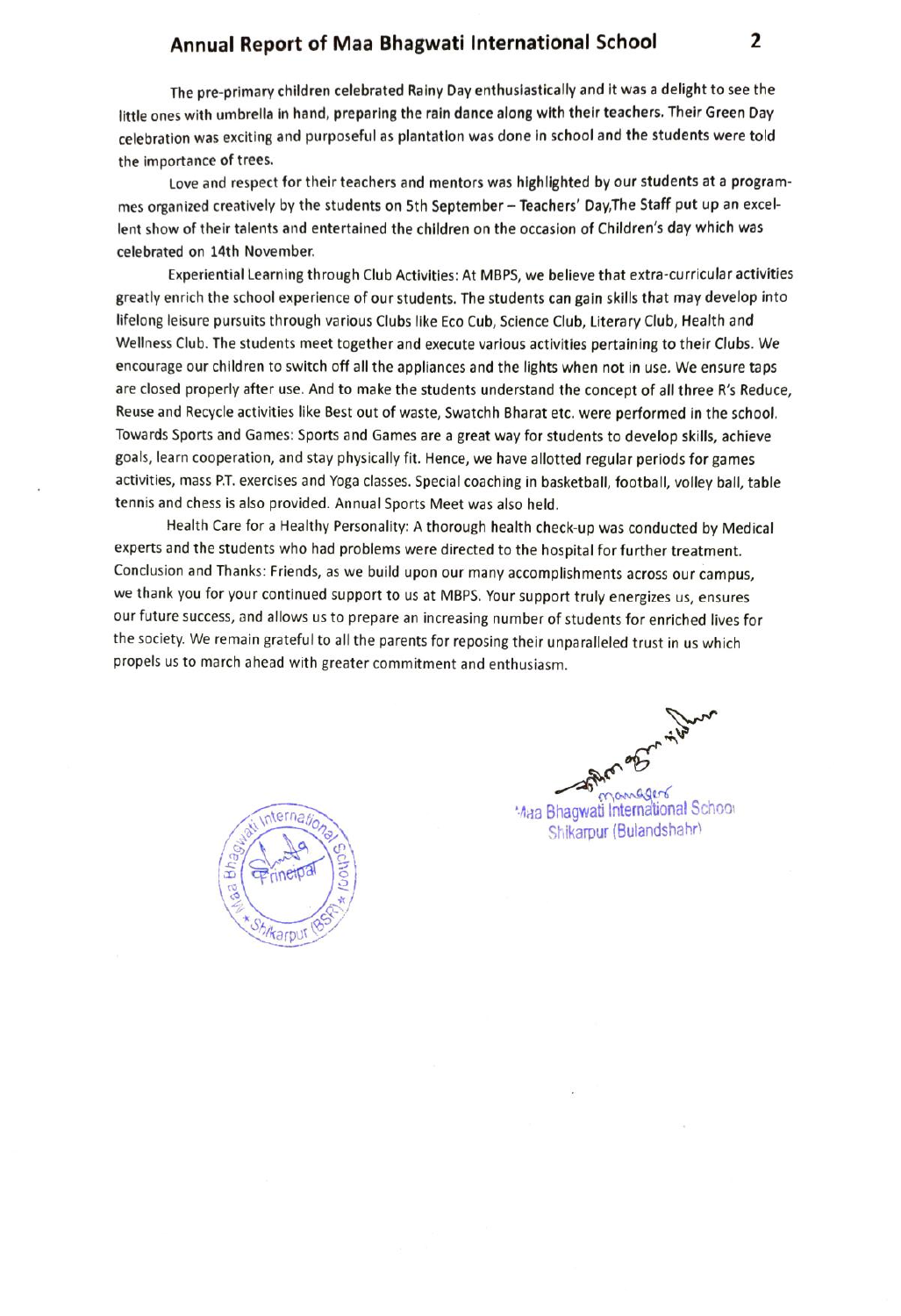The pre-primary children celebrated Rainy Day enthusiastically and it was a delight to see the little ones with umbrella in hand, preparing the rain dance along with their teachers. Their Green Day celebration was exciting and purposeful as plantation was done in school and the students were told the importance of trees.

Love and respect for their teachers and mentors was highlighted by our students at a programmes organized creatively by the students on 5th September – Teachers' Day,The Staff put up an excellent show of their talents and entertained the children on the occasion of Children's day which was celebrated on 14th November.

Experiential Learning through Club Activities: At MBPS, we believe that extra-curricular activities greatly enrich the school experience of our students. The students can gain skills that may develop into lifelong leisure pursuits through various Clubs like Eco Cub, Science Club, Literary Club, Health and Wellness Club. The students meet together and execute various activities pertaining to their Clubs. We encourage our children to switch off all the appliances and the lights when not in use. We ensure taps are closed properly after use. And to make the students understand the concept of all three R's Reduce, Reuse and Recycle activities like Best out of waste, Swatchh Bharat etc. were performed in the school. Towards Sports and Games: Sports and Games are a great way for students to develop skills, achieve goals, learn cooperation, and stay physically fit. Hence, we have allotted regular periods for games activities, mass P.T. exercises and Yoga classes. Special coaching in basketball, football, volley ball, table tennis and chess is also provided. Annual Sports Meet was also held.

Health Care for a Healthy Personality: A thorough health check-up was conducted by Medical experts and the students who had problems were directed to the hospital for further treatment. Conclusion and Thanks: Friends, as we build upon our many accomplishments across our campus, we thank you for your continued support to us at MBPS. Your support truly energizes us, ensures our future success, and allows us to prepare an increasing number of students for enriched lives for the society. We remain grateful to all the parents for reposing their unparalleled trust in us which propels us to march ahead with greater commitment and enthusiasm.

Manager
Maa Bhagwati International School
Shikarpur (Bulandshahr)

Principal
Maa Bhagwati International School
Shikarpur (BSR)